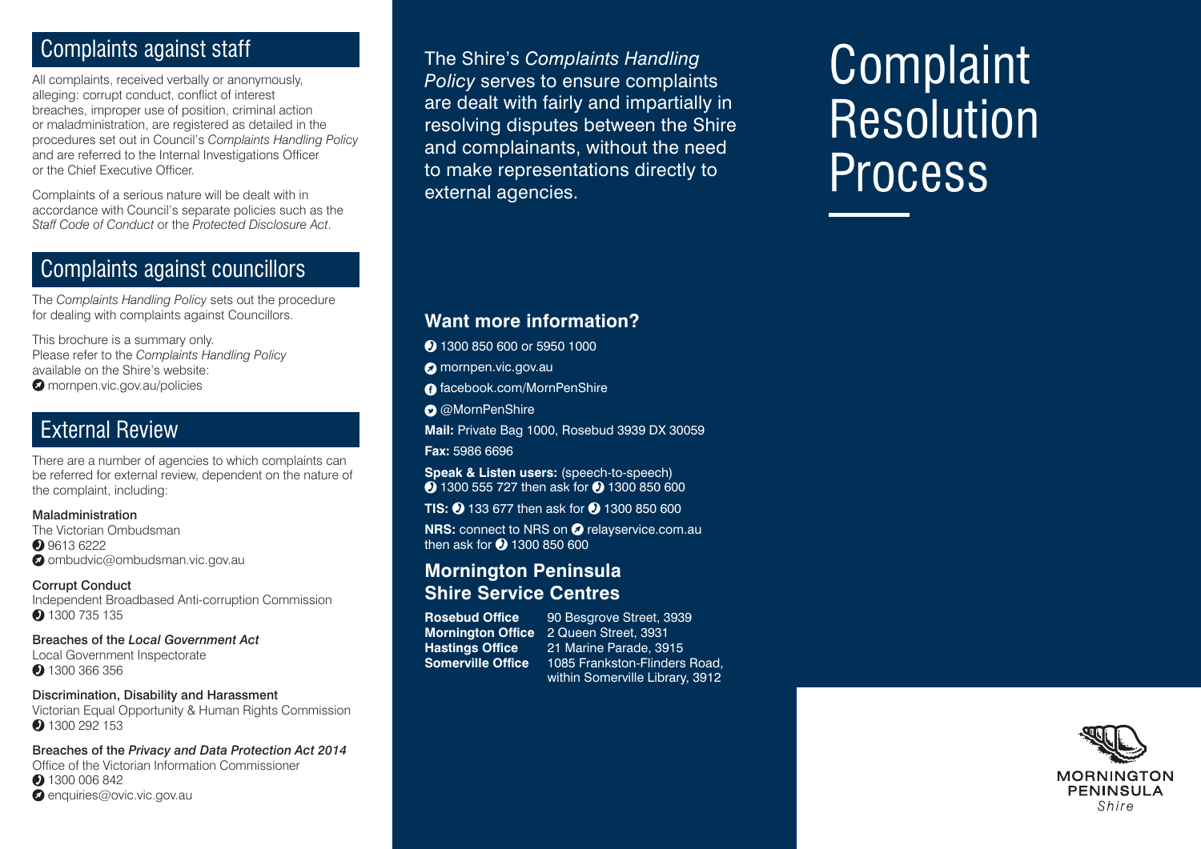## Complaints against staff

All complaints, received verbally or anonymously, alleging: corrupt conduct, conflict of interest breaches, improper use of position, criminal action or maladministration, are registered as detailed in the procedures set out in Council's *Complaints Handling Policy* and are referred to the Internal Investigations Officer or the Chief Executive Officer.

Complaints of a serious nature will be dealt with in accordance with Council's separate policies such as the *Staff Code of Conduct* or the *Protected Disclosure Act*.

## Complaints against councillors

The *Complaints Handling Policy* sets out the procedure for dealing with complaints against Councillors.

This brochure is a summary only.
Please refer to the *Complaints Handling Policy* available on the Shire's website:
mornpen.vic.gov.au/policies

## External Review

There are a number of agencies to which complaints can be referred for external review, dependent on the nature of the complaint, including:

Maladministration
The Victorian Ombudsman
9613 6222
ombudvic@ombudsman.vic.gov.au

Corrupt Conduct
Independent Broadbased Anti-corruption Commission
1300 735 135

Breaches of the *Local Government Act*
Local Government Inspectorate
1300 366 356

Discrimination, Disability and Harassment
Victorian Equal Opportunity & Human Rights Commission
1300 292 153

Breaches of the *Privacy and Data Protection Act 2014*
Office of the Victorian Information Commissioner
1300 006 842
enquiries@ovic.vic.gov.au

The Shire's *Complaints Handling Policy* serves to ensure complaints are dealt with fairly and impartially in resolving disputes between the Shire and complainants, without the need to make representations directly to external agencies.

### Want more information?

1300 850 600 or 5950 1000

mornpen.vic.gov.au

facebook.com/MornPenShire

@MornPenShire

**Mail:** Private Bag 1000, Rosebud 3939 DX 30059

**Fax:** 5986 6696

**Speak & Listen users:** (speech-to-speech)
1300 555 727 then ask for 1300 850 600

**TIS:** 133 677 then ask for 1300 850 600

**NRS:** connect to NRS on relayservice.com.au then ask for 1300 850 600

### Mornington Peninsula Shire Service Centres

| | |
|---|---|
| **Rosebud Office** | 90 Besgrove Street, 3939 |
| **Mornington Office** | 2 Queen Street, 3931 |
| **Hastings Office** | 21 Marine Parade, 3915 |
| **Somerville Office** | 1085 Frankston-Flinders Road, within Somerville Library, 3912 |

# Complaint Resolution Process

MORNINGTON PENINSULA Shire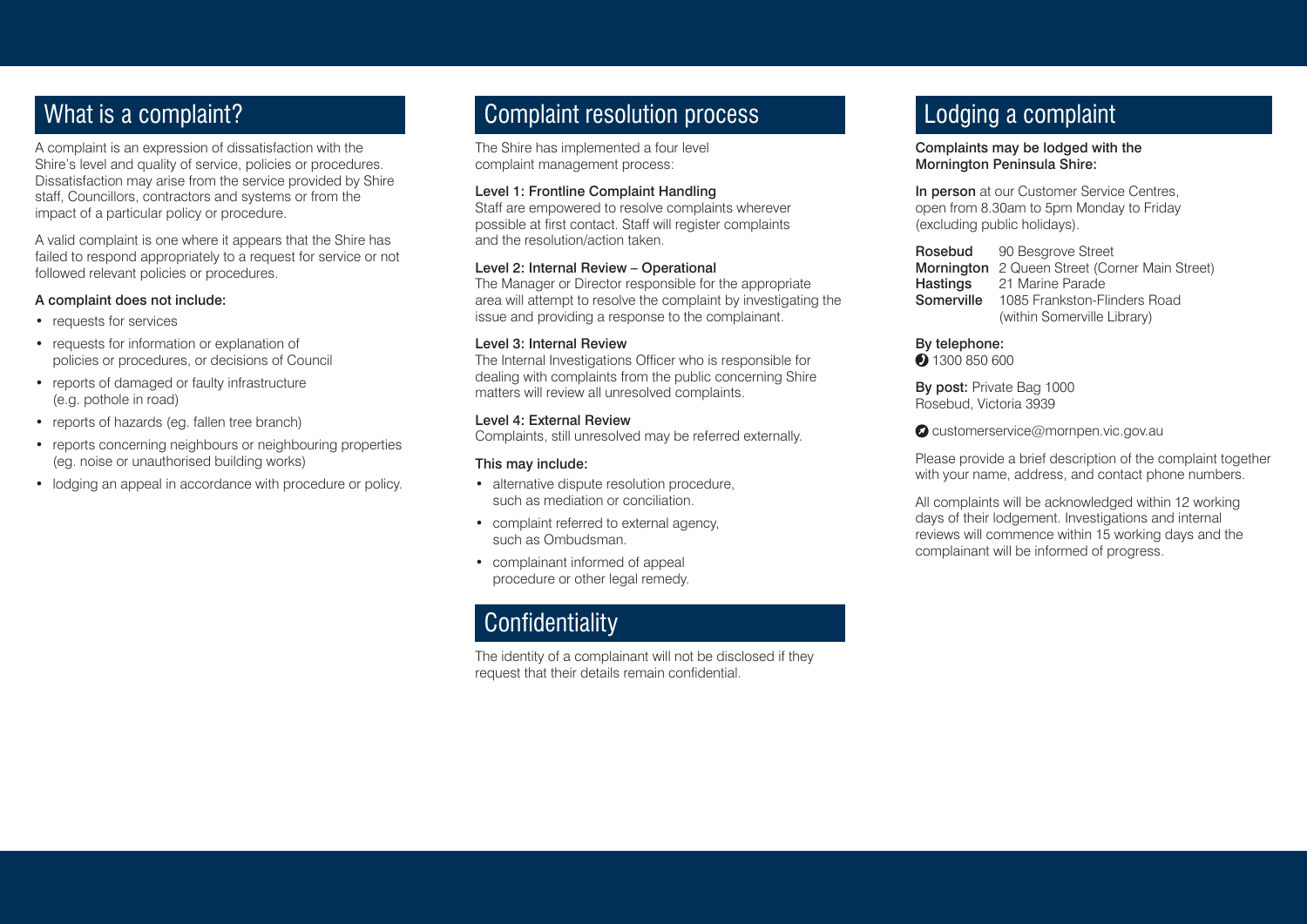## What is a complaint?

A complaint is an expression of dissatisfaction with the Shire's level and quality of service, policies or procedures. Dissatisfaction may arise from the service provided by Shire staff, Councillors, contractors and systems or from the impact of a particular policy or procedure.

A valid complaint is one where it appears that the Shire has failed to respond appropriately to a request for service or not followed relevant policies or procedures.

**A complaint does not include:**

- requests for services
- requests for information or explanation of policies or procedures, or decisions of Council
- reports of damaged or faulty infrastructure (e.g. pothole in road)
- reports of hazards (eg. fallen tree branch)
- reports concerning neighbours or neighbouring properties (eg. noise or unauthorised building works)
- lodging an appeal in accordance with procedure or policy.

## Complaint resolution process

The Shire has implemented a four level complaint management process:

**Level 1: Frontline Complaint Handling**
Staff are empowered to resolve complaints wherever possible at first contact. Staff will register complaints and the resolution/action taken.

**Level 2: Internal Review – Operational**
The Manager or Director responsible for the appropriate area will attempt to resolve the complaint by investigating the issue and providing a response to the complainant.

**Level 3: Internal Review**
The Internal Investigations Officer who is responsible for dealing with complaints from the public concerning Shire matters will review all unresolved complaints.

**Level 4: External Review**
Complaints, still unresolved may be referred externally.

**This may include:**

- alternative dispute resolution procedure, such as mediation or conciliation.
- complaint referred to external agency, such as Ombudsman.
- complainant informed of appeal procedure or other legal remedy.

## Confidentiality

The identity of a complainant will not be disclosed if they request that their details remain confidential.

## Lodging a complaint

**Complaints may be lodged with the Mornington Peninsula Shire:**

**In person** at our Customer Service Centres, open from 8.30am to 5pm Monday to Friday (excluding public holidays).

| | |
|---|---|
| **Rosebud** | 90 Besgrove Street |
| **Mornington** | 2 Queen Street (Corner Main Street) |
| **Hastings** | 21 Marine Parade |
| **Somerville** | 1085 Frankston-Flinders Road (within Somerville Library) |

**By telephone:**
1300 850 600

**By post:** Private Bag 1000
Rosebud, Victoria 3939

customerservice@mornpen.vic.gov.au

Please provide a brief description of the complaint together with your name, address, and contact phone numbers.

All complaints will be acknowledged within 12 working days of their lodgement. Investigations and internal reviews will commence within 15 working days and the complainant will be informed of progress.